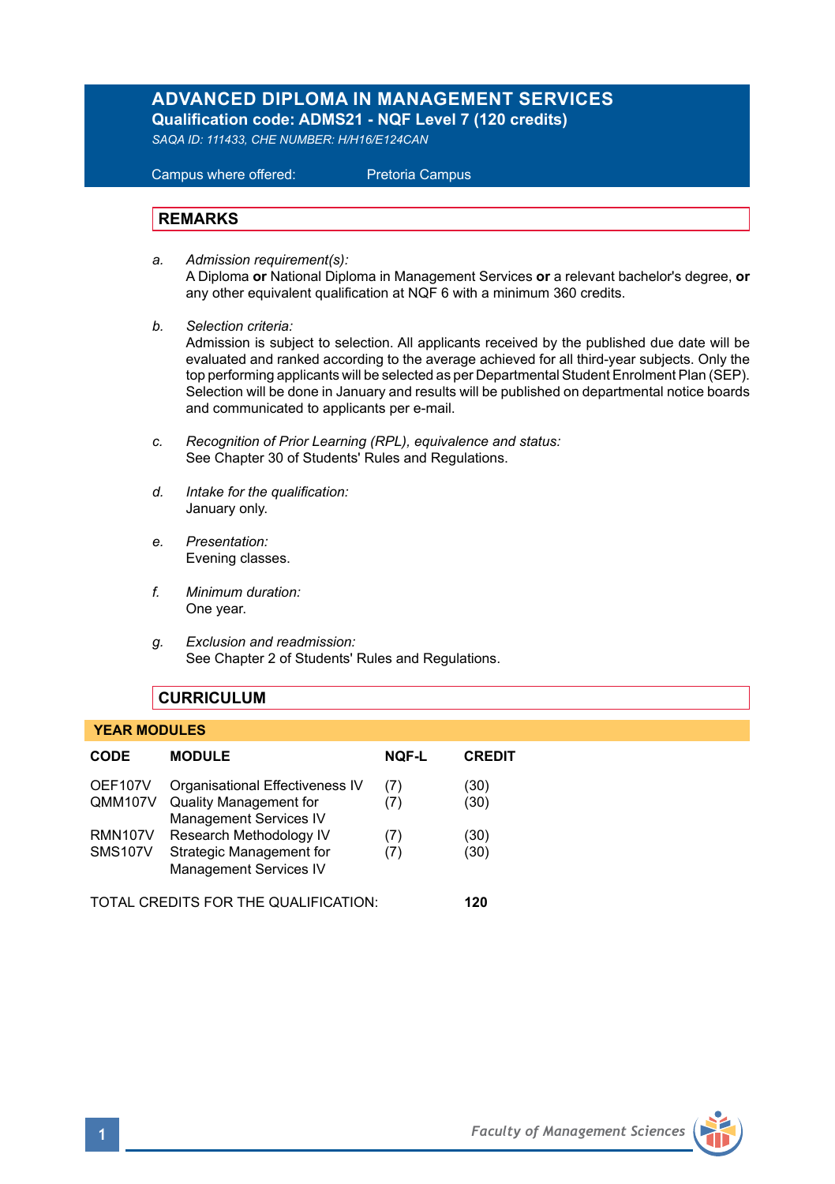# ADVANCED DIPLOMA IN MANAGEMENT SERVICES

**Qualification code: ADMS21 - NQF Level 7 (120 credits)**

*SAQA ID: 111433, CHE NUMBER: H/H16/E124CAN*

Campus where offered: Pretoria Campus

## REMARKS

a. *Admission requirement(s):*
A Diploma **or** National Diploma in Management Services **or** a relevant bachelor's degree, **or** any other equivalent qualification at NQF 6 with a minimum 360 credits.

b. *Selection criteria:*
Admission is subject to selection. All applicants received by the published due date will be evaluated and ranked according to the average achieved for all third-year subjects. Only the top performing applicants will be selected as per Departmental Student Enrolment Plan (SEP). Selection will be done in January and results will be published on departmental notice boards and communicated to applicants per e-mail.

c. *Recognition of Prior Learning (RPL), equivalence and status:*
See Chapter 30 of Students' Rules and Regulations.

d. *Intake for the qualification:*
January only.

e. *Presentation:*
Evening classes.

f. *Minimum duration:*
One year.

g. *Exclusion and readmission:*
See Chapter 2 of Students' Rules and Regulations.

## CURRICULUM

### YEAR MODULES

| CODE | MODULE | NQF-L | CREDIT |
|---|---|---|---|
| OEF107V | Organisational Effectiveness IV | (7) | (30) |
| QMM107V | Quality Management for Management Services IV | (7) | (30) |
| RMN107V | Research Methodology IV | (7) | (30) |
| SMS107V | Strategic Management for Management Services IV | (7) | (30) |

TOTAL CREDITS FOR THE QUALIFICATION: **120**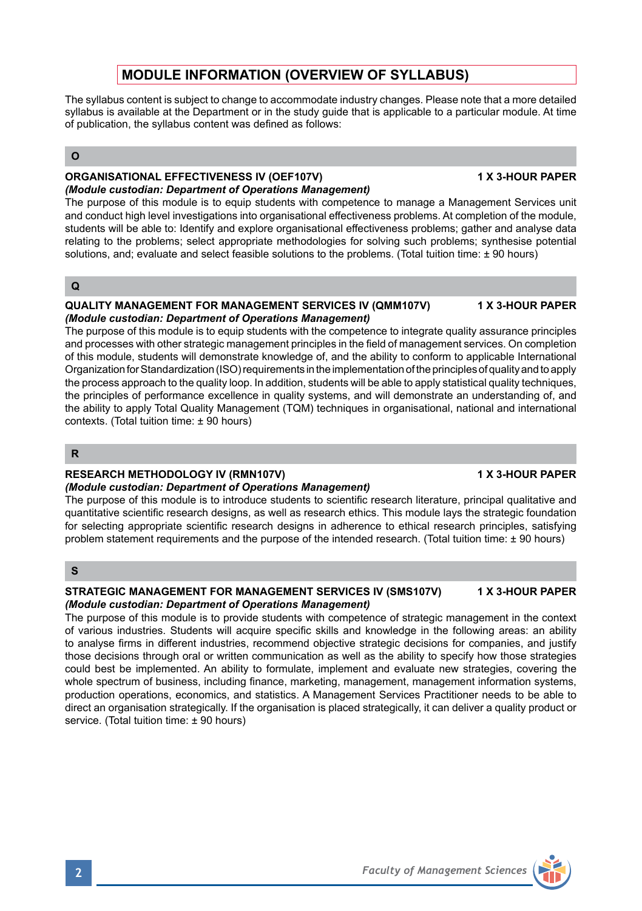# MODULE INFORMATION (OVERVIEW OF SYLLABUS)

The syllabus content is subject to change to accommodate industry changes. Please note that a more detailed syllabus is available at the Department or in the study guide that is applicable to a particular module. At time of publication, the syllabus content was defined as follows:

## O

**ORGANISATIONAL EFFECTIVENESS IV (OEF107V)** **1 X 3-HOUR PAPER**
***(Module custodian: Department of Operations Management)***
The purpose of this module is to equip students with competence to manage a Management Services unit and conduct high level investigations into organisational effectiveness problems. At completion of the module, students will be able to: Identify and explore organisational effectiveness problems; gather and analyse data relating to the problems; select appropriate methodologies for solving such problems; synthesise potential solutions, and; evaluate and select feasible solutions to the problems. (Total tuition time: ± 90 hours)

## Q

**QUALITY MANAGEMENT FOR MANAGEMENT SERVICES IV (QMM107V)** **1 X 3-HOUR PAPER**
***(Module custodian: Department of Operations Management)***
The purpose of this module is to equip students with the competence to integrate quality assurance principles and processes with other strategic management principles in the field of management services. On completion of this module, students will demonstrate knowledge of, and the ability to conform to applicable International Organization for Standardization (ISO) requirements in the implementation of the principles of quality and to apply the process approach to the quality loop. In addition, students will be able to apply statistical quality techniques, the principles of performance excellence in quality systems, and will demonstrate an understanding of, and the ability to apply Total Quality Management (TQM) techniques in organisational, national and international contexts. (Total tuition time: ± 90 hours)

## R

**RESEARCH METHODOLOGY IV (RMN107V)** **1 X 3-HOUR PAPER**
***(Module custodian: Department of Operations Management)***
The purpose of this module is to introduce students to scientific research literature, principal qualitative and quantitative scientific research designs, as well as research ethics. This module lays the strategic foundation for selecting appropriate scientific research designs in adherence to ethical research principles, satisfying problem statement requirements and the purpose of the intended research. (Total tuition time: ± 90 hours)

## S

**STRATEGIC MANAGEMENT FOR MANAGEMENT SERVICES IV (SMS107V)** **1 X 3-HOUR PAPER**
***(Module custodian: Department of Operations Management)***
The purpose of this module is to provide students with competence of strategic management in the context of various industries. Students will acquire specific skills and knowledge in the following areas: an ability to analyse firms in different industries, recommend objective strategic decisions for companies, and justify those decisions through oral or written communication as well as the ability to specify how those strategies could best be implemented. An ability to formulate, implement and evaluate new strategies, covering the whole spectrum of business, including finance, marketing, management, management information systems, production operations, economics, and statistics. A Management Services Practitioner needs to be able to direct an organisation strategically. If the organisation is placed strategically, it can deliver a quality product or service. (Total tuition time: ± 90 hours)